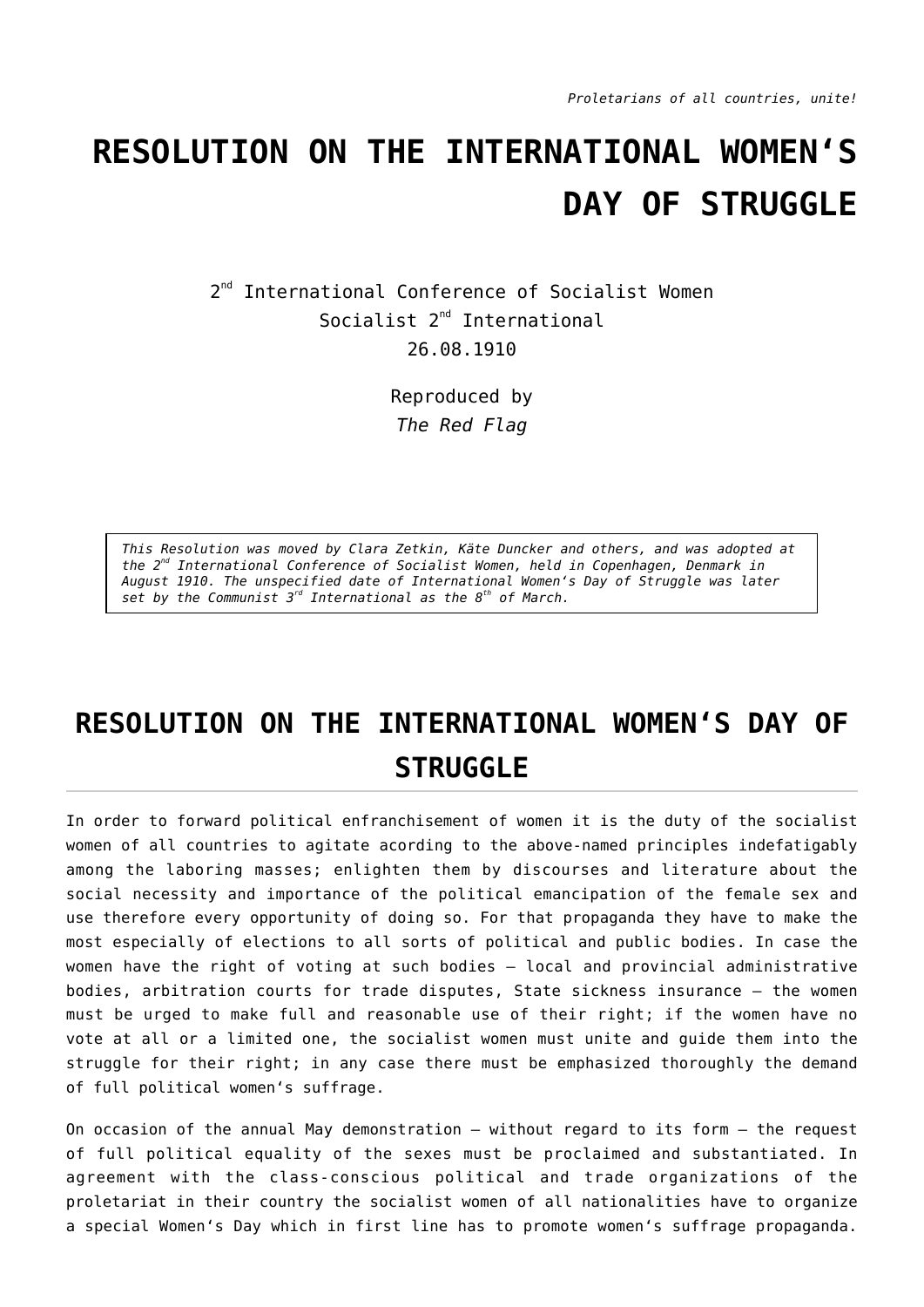*Proletarians of all countries, unite!*

# RESOLUTION ON THE INTERNATIONAL WOMEN'S DAY OF STRUGGLE

2nd International Conference of Socialist Women
Socialist 2nd International
26.08.1910

Reproduced by
*The Red Flag*

*This Resolution was moved by Clara Zetkin, Käte Duncker and others, and was adopted at the 2nd International Conference of Socialist Women, held in Copenhagen, Denmark in August 1910. The unspecified date of International Women's Day of Struggle was later set by the Communist 3rd International as the 8th of March.*

## RESOLUTION ON THE INTERNATIONAL WOMEN'S DAY OF STRUGGLE

In order to forward political enfranchisement of women it is the duty of the socialist women of all countries to agitate acording to the above-named principles indefatigably among the laboring masses; enlighten them by discourses and literature about the social necessity and importance of the political emancipation of the female sex and use therefore every opportunity of doing so. For that propaganda they have to make the most especially of elections to all sorts of political and public bodies. In case the women have the right of voting at such bodies – local and provincial administrative bodies, arbitration courts for trade disputes, State sickness insurance – the women must be urged to make full and reasonable use of their right; if the women have no vote at all or a limited one, the socialist women must unite and guide them into the struggle for their right; in any case there must be emphasized thoroughly the demand of full political women's suffrage.

On occasion of the annual May demonstration – without regard to its form – the request of full political equality of the sexes must be proclaimed and substantiated. In agreement with the class-conscious political and trade organizations of the proletariat in their country the socialist women of all nationalities have to organize a special Women's Day which in first line has to promote women's suffrage propaganda.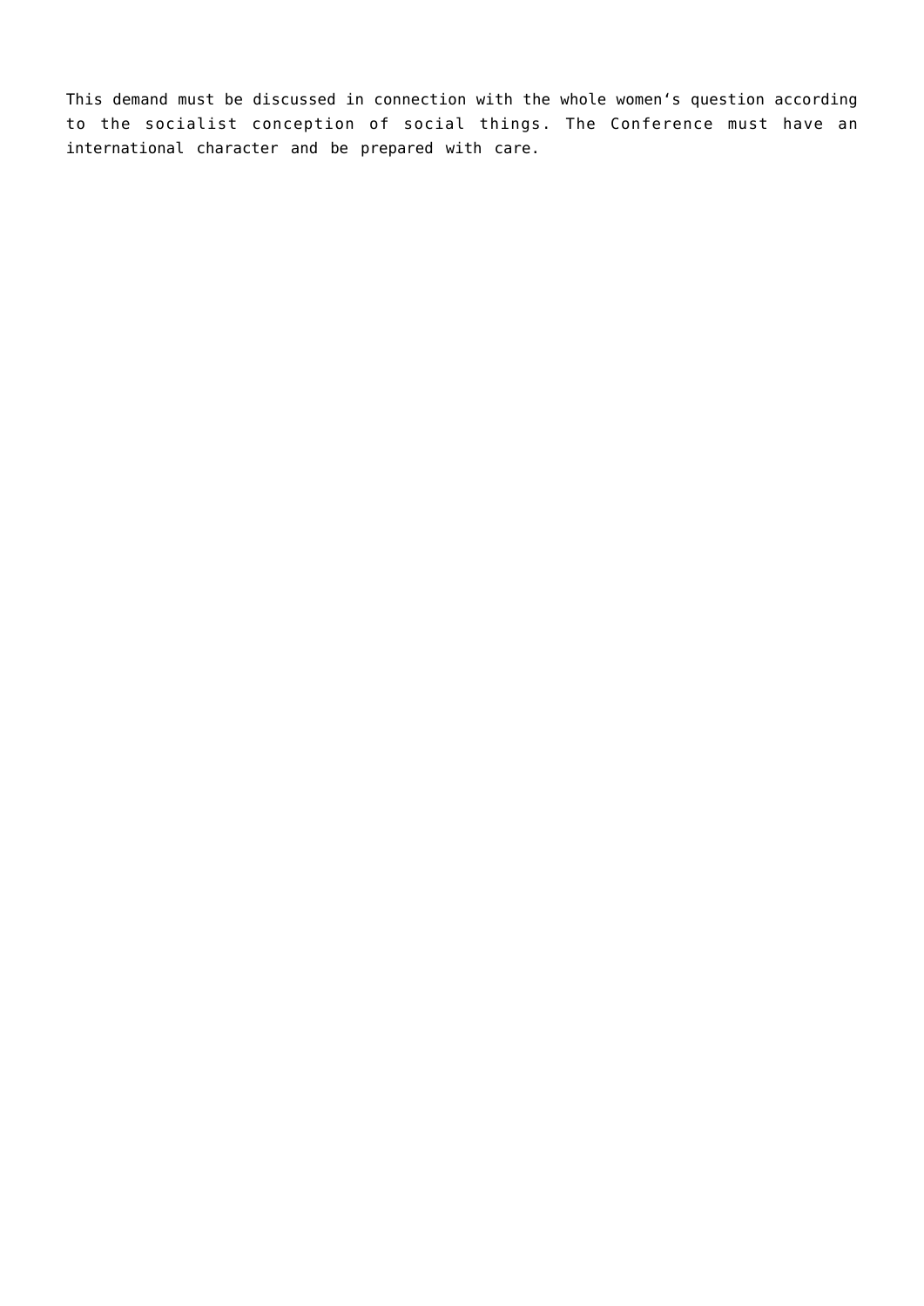This demand must be discussed in connection with the whole women's question according to the socialist conception of social things. The Conference must have an international character and be prepared with care.